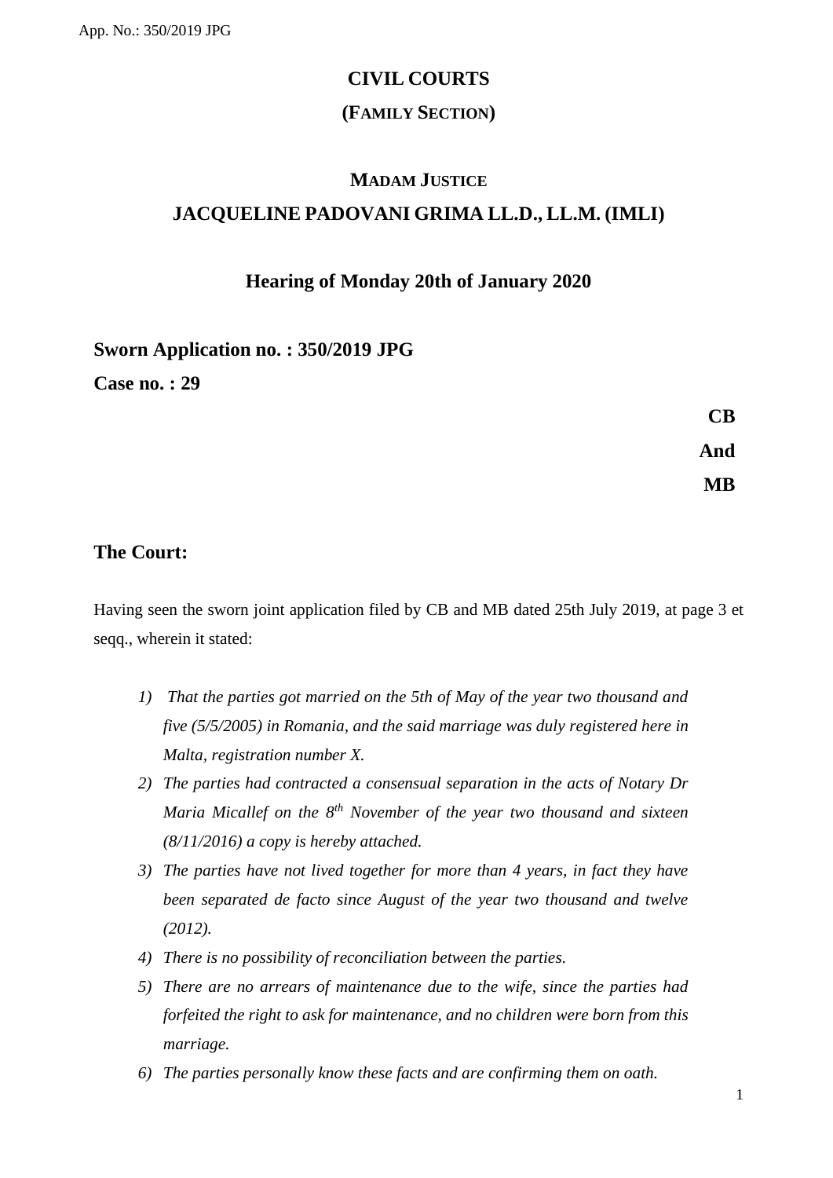# CIVIL COURTS

## (FAMILY SECTION)

### MADAM JUSTICE

### JACQUELINE PADOVANI GRIMA LL.D., LL.M. (IMLI)

**Hearing of Monday 20th of January 2020**

**Sworn Application no. : 350/2019 JPG**

**Case no. : 29**

**CB**

**And**

**MB**

**The Court:**

Having seen the sworn joint application filed by CB and MB dated 25th July 2019, at page 3 et seqq., wherein it stated:

1) *That the parties got married on the 5th of May of the year two thousand and five (5/5/2005) in Romania, and the said marriage was duly registered here in Malta, registration number X.*
2) *The parties had contracted a consensual separation in the acts of Notary Dr Maria Micallef on the 8th November of the year two thousand and sixteen (8/11/2016) a copy is hereby attached.*
3) *The parties have not lived together for more than 4 years, in fact they have been separated de facto since August of the year two thousand and twelve (2012).*
4) *There is no possibility of reconciliation between the parties.*
5) *There are no arrears of maintenance due to the wife, since the parties had forfeited the right to ask for maintenance, and no children were born from this marriage.*
6) *The parties personally know these facts and are confirming them on oath.*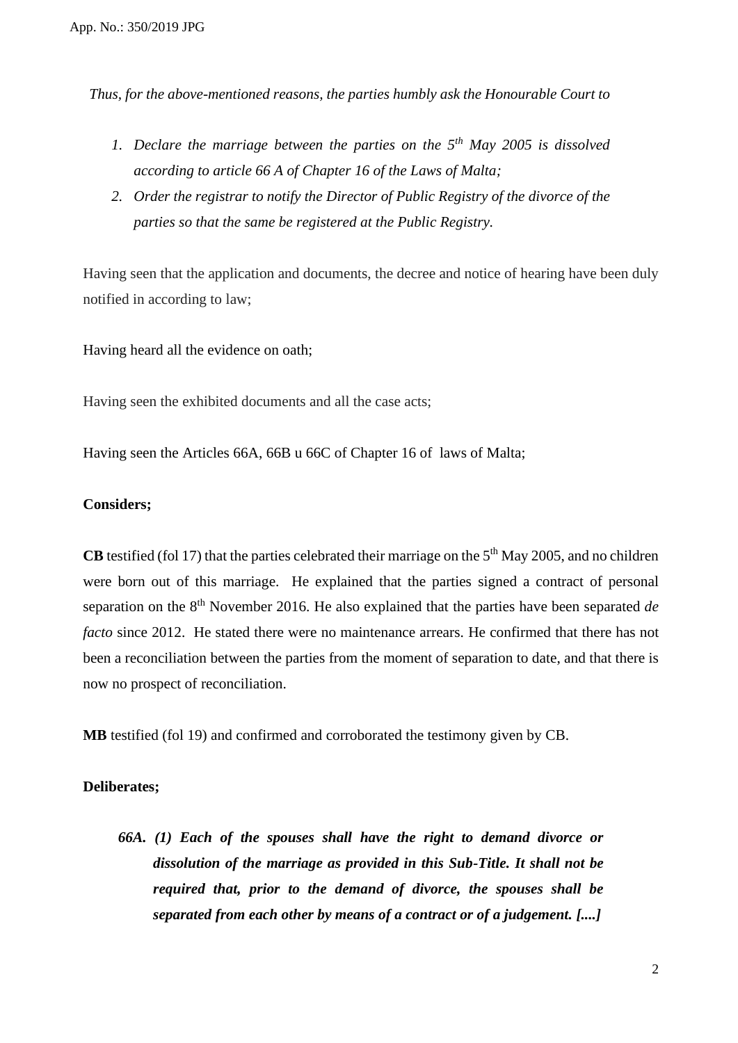*Thus, for the above-mentioned reasons, the parties humbly ask the Honourable Court to*

1. *Declare the marriage between the parties on the 5th May 2005 is dissolved according to article 66 A of Chapter 16 of the Laws of Malta;*
2. *Order the registrar to notify the Director of Public Registry of the divorce of the parties so that the same be registered at the Public Registry.*

Having seen that the application and documents, the decree and notice of hearing have been duly notified in according to law;

Having heard all the evidence on oath;

Having seen the exhibited documents and all the case acts;

Having seen the Articles 66A, 66B u 66C of Chapter 16 of laws of Malta;

**Considers;**

**CB** testified (fol 17) that the parties celebrated their marriage on the 5th May 2005, and no children were born out of this marriage. He explained that the parties signed a contract of personal separation on the 8th November 2016. He also explained that the parties have been separated *de facto* since 2012. He stated there were no maintenance arrears. He confirmed that there has not been a reconciliation between the parties from the moment of separation to date, and that there is now no prospect of reconciliation.

**MB** testified (fol 19) and confirmed and corroborated the testimony given by CB.

**Deliberates;**

> ***66A. (1) Each of the spouses shall have the right to demand divorce or dissolution of the marriage as provided in this Sub-Title. It shall not be required that, prior to the demand of divorce, the spouses shall be separated from each other by means of a contract or of a judgement. [....]***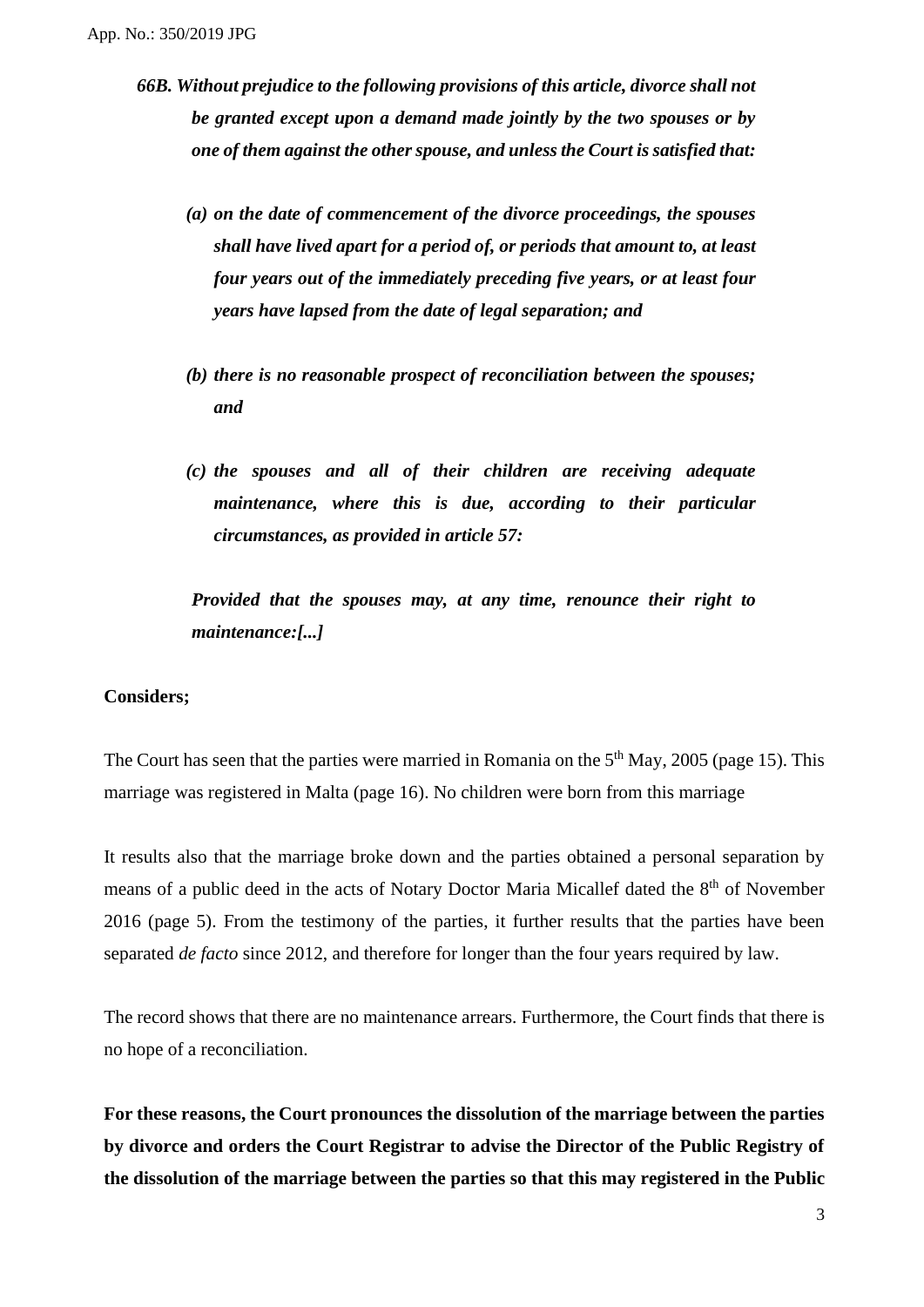***66B. Without prejudice to the following provisions of this article, divorce shall not be granted except upon a demand made jointly by the two spouses or by one of them against the other spouse, and unless the Court is satisfied that:***

***(a) on the date of commencement of the divorce proceedings, the spouses shall have lived apart for a period of, or periods that amount to, at least four years out of the immediately preceding five years, or at least four years have lapsed from the date of legal separation; and***

***(b) there is no reasonable prospect of reconciliation between the spouses; and***

***(c) the spouses and all of their children are receiving adequate maintenance, where this is due, according to their particular circumstances, as provided in article 57:***

***Provided that the spouses may, at any time, renounce their right to maintenance:[...]***

**Considers;**

The Court has seen that the parties were married in Romania on the 5th May, 2005 (page 15). This marriage was registered in Malta (page 16). No children were born from this marriage

It results also that the marriage broke down and the parties obtained a personal separation by means of a public deed in the acts of Notary Doctor Maria Micallef dated the 8th of November 2016 (page 5). From the testimony of the parties, it further results that the parties have been separated *de facto* since 2012, and therefore for longer than the four years required by law.

The record shows that there are no maintenance arrears. Furthermore, the Court finds that there is no hope of a reconciliation.

**For these reasons, the Court pronounces the dissolution of the marriage between the parties by divorce and orders the Court Registrar to advise the Director of the Public Registry of the dissolution of the marriage between the parties so that this may registered in the Public**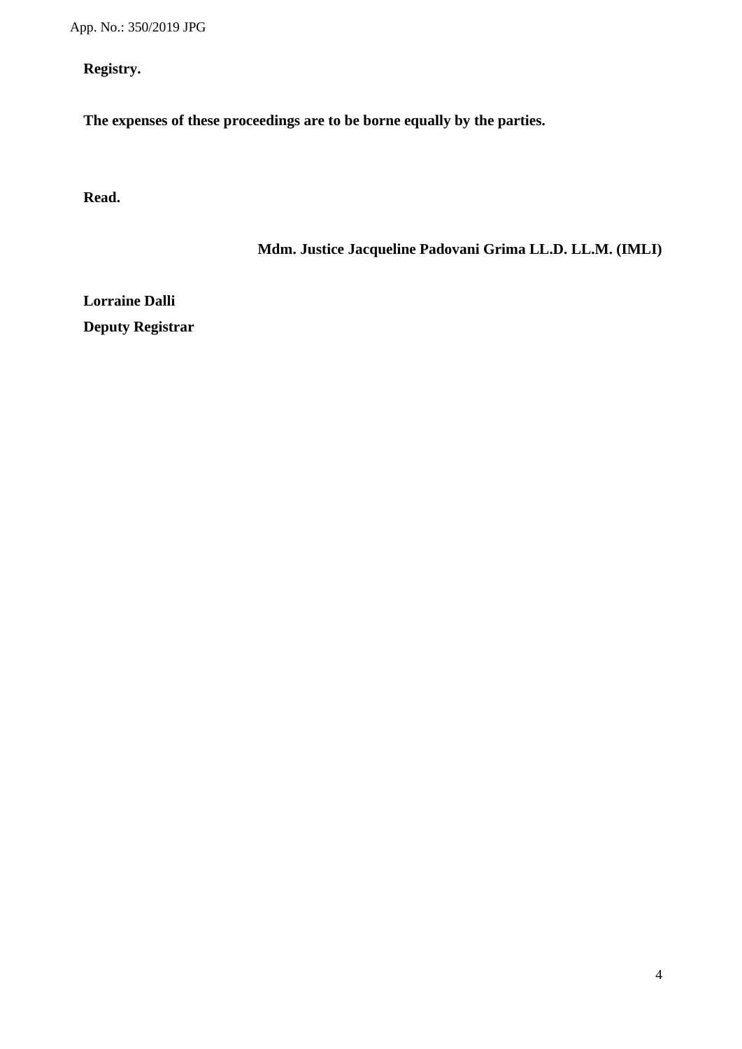**Registry.**

**The expenses of these proceedings are to be borne equally by the parties.**

**Read.**

**Mdm. Justice Jacqueline Padovani Grima LL.D. LL.M. (IMLI)**

**Lorraine Dalli**

**Deputy Registrar**